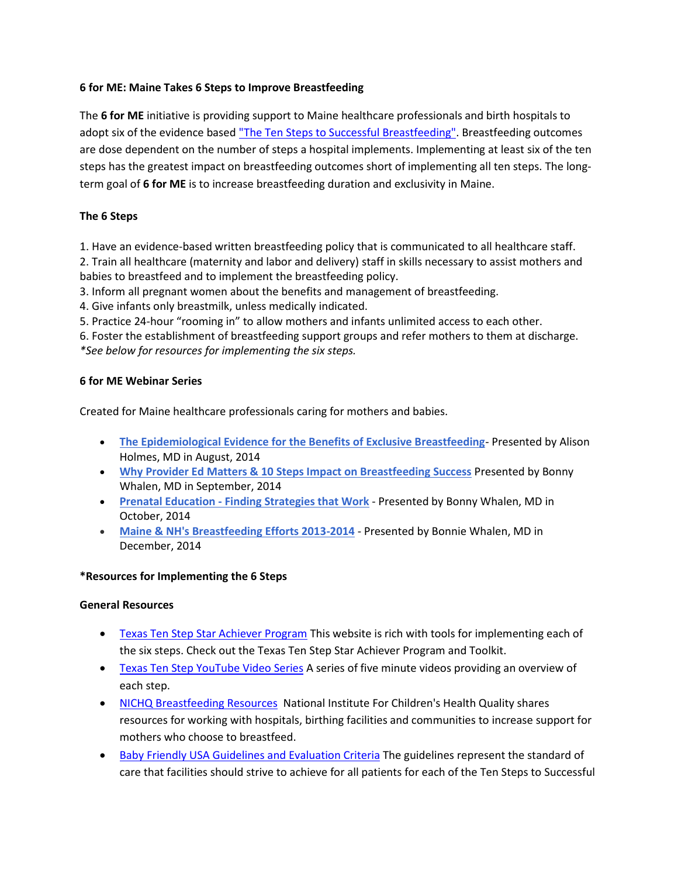**6 for ME: Maine Takes 6 Steps to Improve Breastfeeding**

The **6 for ME** initiative is providing support to Maine healthcare professionals and birth hospitals to adopt six of the evidence based "The Ten Steps to Successful Breastfeeding". Breastfeeding outcomes are dose dependent on the number of steps a hospital implements. Implementing at least six of the ten steps has the greatest impact on breastfeeding outcomes short of implementing all ten steps. The long-term goal of **6 for ME** is to increase breastfeeding duration and exclusivity in Maine.

**The 6 Steps**

1. Have an evidence-based written breastfeeding policy that is communicated to all healthcare staff.
2. Train all healthcare (maternity and labor and delivery) staff in skills necessary to assist mothers and babies to breastfeed and to implement the breastfeeding policy.
3. Inform all pregnant women about the benefits and management of breastfeeding.
4. Give infants only breastmilk, unless medically indicated.
5. Practice 24-hour "rooming in" to allow mothers and infants unlimited access to each other.
6. Foster the establishment of breastfeeding support groups and refer mothers to them at discharge.

*\*See below for resources for implementing the six steps.*

**6 for ME Webinar Series**

Created for Maine healthcare professionals caring for mothers and babies.

- **The Epidemiological Evidence for the Benefits of Exclusive Breastfeeding**- Presented by Alison Holmes, MD in August, 2014
- **Why Provider Ed Matters & 10 Steps Impact on Breastfeeding Success** Presented by Bonny Whalen, MD in September, 2014
- **Prenatal Education - Finding Strategies that Work** - Presented by Bonny Whalen, MD in October, 2014
- **Maine & NH's Breastfeeding Efforts 2013-2014** - Presented by Bonnie Whalen, MD in December, 2014

**\*Resources for Implementing the 6 Steps**

**General Resources**

- Texas Ten Step Star Achiever Program This website is rich with tools for implementing each of the six steps. Check out the Texas Ten Step Star Achiever Program and Toolkit.
- Texas Ten Step YouTube Video Series A series of five minute videos providing an overview of each step.
- NICHQ Breastfeeding Resources National Institute For Children's Health Quality shares resources for working with hospitals, birthing facilities and communities to increase support for mothers who choose to breastfeed.
- Baby Friendly USA Guidelines and Evaluation Criteria The guidelines represent the standard of care that facilities should strive to achieve for all patients for each of the Ten Steps to Successful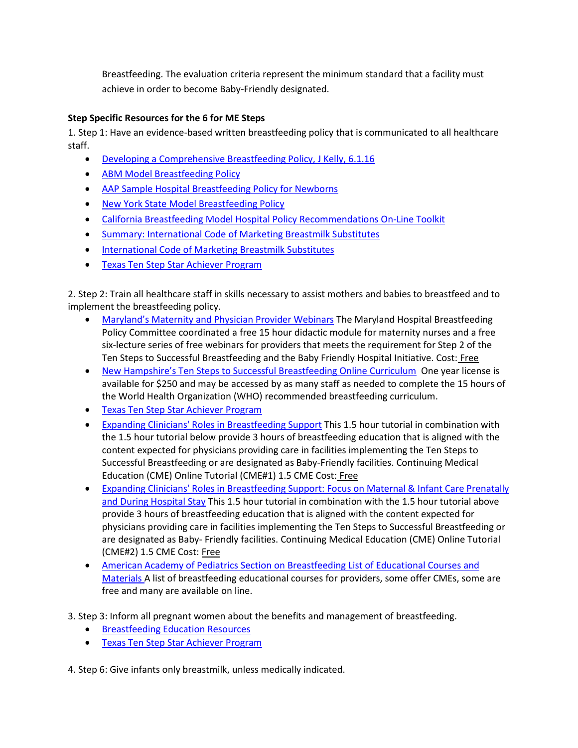Breastfeeding. The evaluation criteria represent the minimum standard that a facility must achieve in order to become Baby-Friendly designated.

**Step Specific Resources for the 6 for ME Steps**

1. Step 1: Have an evidence-based written breastfeeding policy that is communicated to all healthcare staff.
    - Developing a Comprehensive Breastfeeding Policy, J Kelly, 6.1.16
    - ABM Model Breastfeeding Policy
    - AAP Sample Hospital Breastfeeding Policy for Newborns
    - New York State Model Breastfeeding Policy
    - California Breastfeeding Model Hospital Policy Recommendations On-Line Toolkit
    - Summary: International Code of Marketing Breastmilk Substitutes
    - International Code of Marketing Breastmilk Substitutes
    - Texas Ten Step Star Achiever Program

2. Step 2: Train all healthcare staff in skills necessary to assist mothers and babies to breastfeed and to implement the breastfeeding policy.
    - Maryland's Maternity and Physician Provider Webinars The Maryland Hospital Breastfeeding Policy Committee coordinated a free 15 hour didactic module for maternity nurses and a free six-lecture series of free webinars for providers that meets the requirement for Step 2 of the Ten Steps to Successful Breastfeeding and the Baby Friendly Hospital Initiative. Cost: Free
    - New Hampshire's Ten Steps to Successful Breastfeeding Online Curriculum One year license is available for $250 and may be accessed by as many staff as needed to complete the 15 hours of the World Health Organization (WHO) recommended breastfeeding curriculum.
    - Texas Ten Step Star Achiever Program
    - Expanding Clinicians' Roles in Breastfeeding Support This 1.5 hour tutorial in combination with the 1.5 hour tutorial below provide 3 hours of breastfeeding education that is aligned with the content expected for physicians providing care in facilities implementing the Ten Steps to Successful Breastfeeding or are designated as Baby-Friendly facilities. Continuing Medical Education (CME) Online Tutorial (CME#1) 1.5 CME Cost: Free
    - Expanding Clinicians' Roles in Breastfeeding Support: Focus on Maternal & Infant Care Prenatally and During Hospital Stay This 1.5 hour tutorial in combination with the 1.5 hour tutorial above provide 3 hours of breastfeeding education that is aligned with the content expected for physicians providing care in facilities implementing the Ten Steps to Successful Breastfeeding or are designated as Baby- Friendly facilities. Continuing Medical Education (CME) Online Tutorial (CME#2) 1.5 CME Cost: Free
    - American Academy of Pediatrics Section on Breastfeeding List of Educational Courses and Materials A list of breastfeeding educational courses for providers, some offer CMEs, some are free and many are available on line.

3. Step 3: Inform all pregnant women about the benefits and management of breastfeeding.
    - Breastfeeding Education Resources
    - Texas Ten Step Star Achiever Program

4. Step 6: Give infants only breastmilk, unless medically indicated.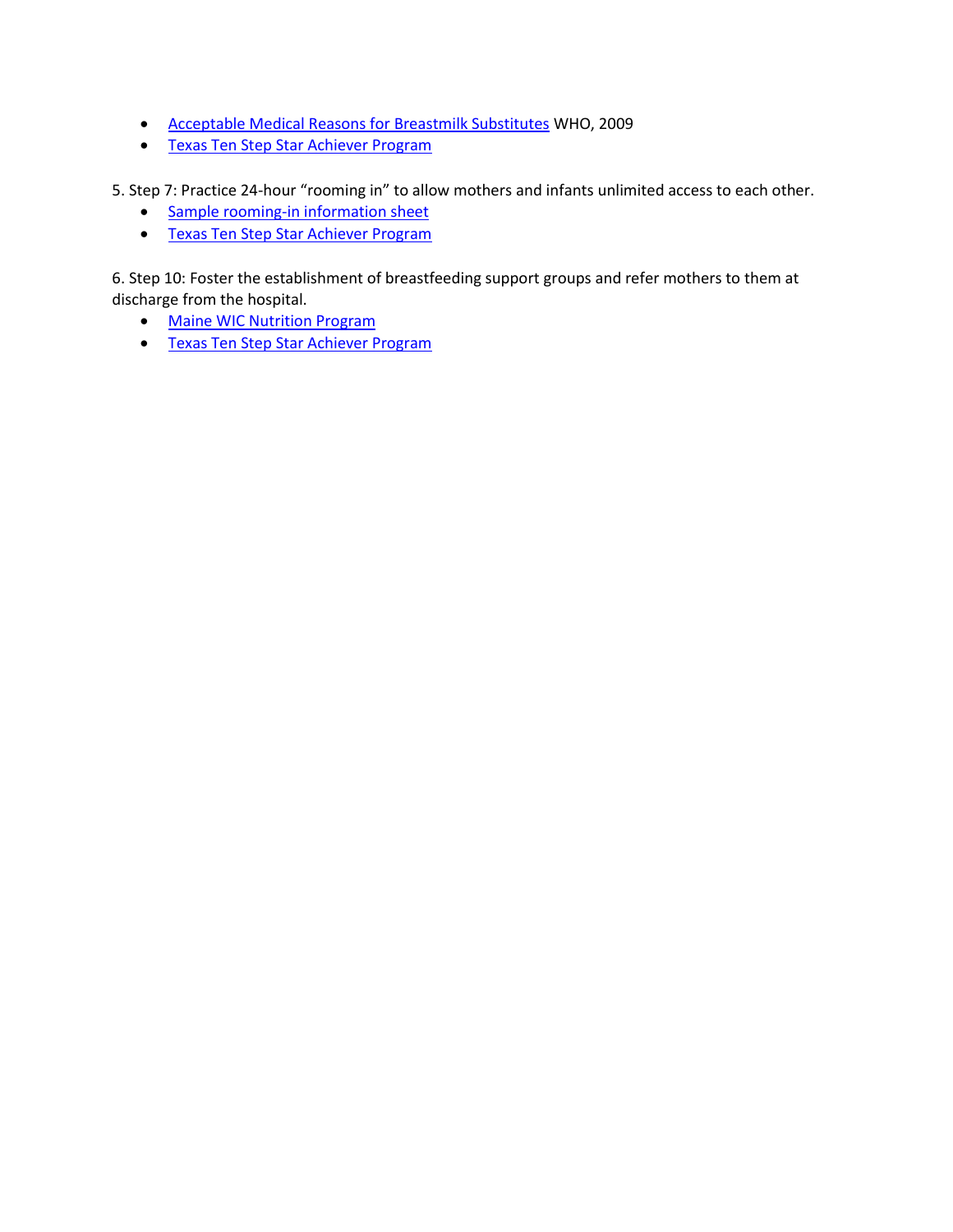- Acceptable Medical Reasons for Breastmilk Substitutes WHO, 2009
- Texas Ten Step Star Achiever Program

5. Step 7: Practice 24-hour "rooming in" to allow mothers and infants unlimited access to each other.
   - Sample rooming-in information sheet
   - Texas Ten Step Star Achiever Program

6. Step 10: Foster the establishment of breastfeeding support groups and refer mothers to them at discharge from the hospital.
   - Maine WIC Nutrition Program
   - Texas Ten Step Star Achiever Program